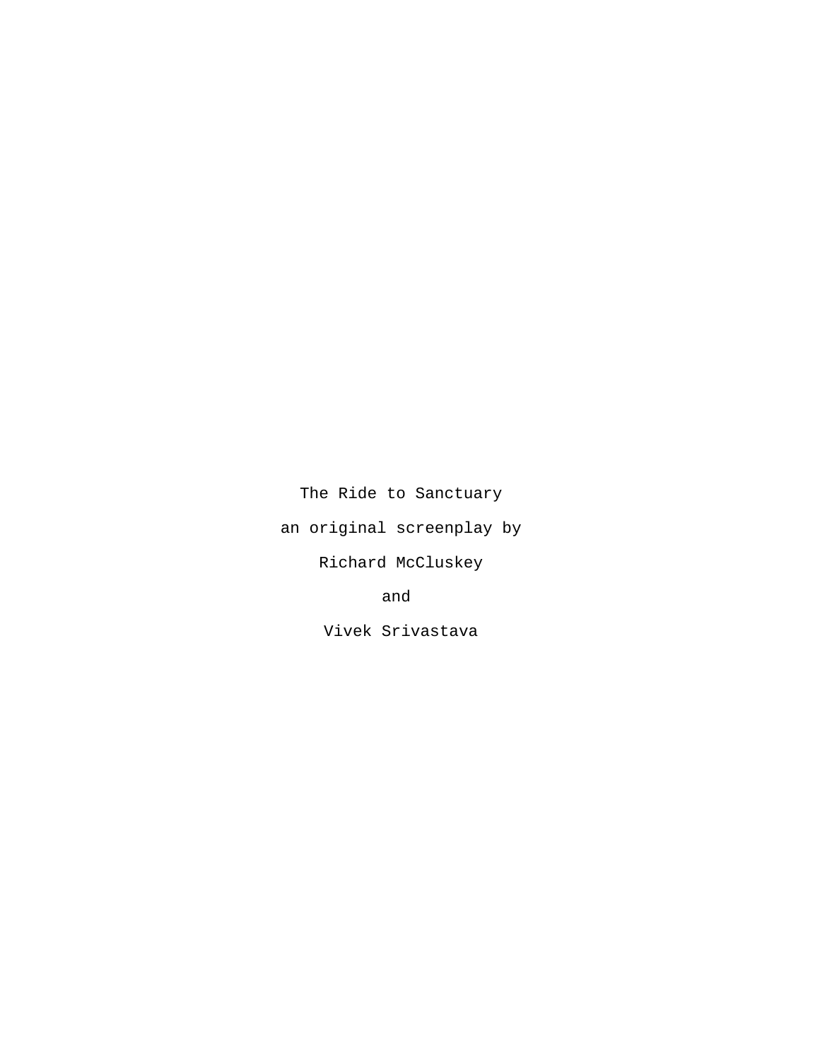The Ride to Sanctuary

an original screenplay by

Richard McCluskey

and

Vivek Srivastava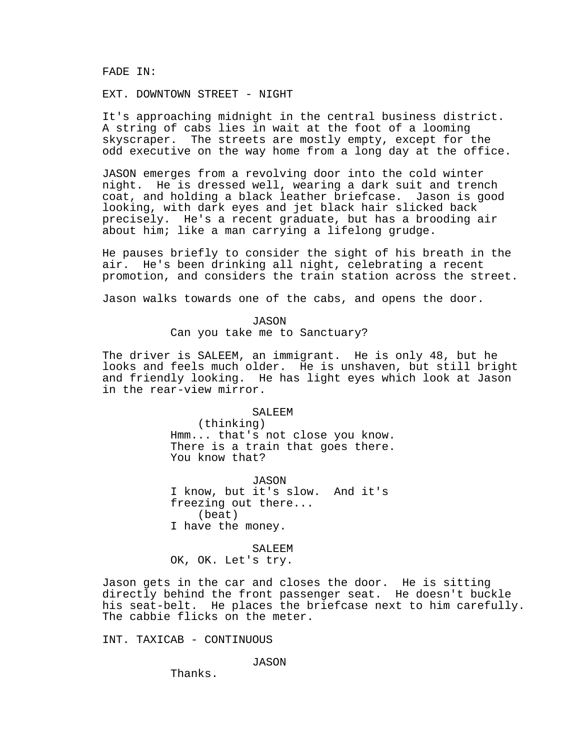FADE IN:

EXT. DOWNTOWN STREET - NIGHT

It's approaching midnight in the central business district. A string of cabs lies in wait at the foot of a looming skyscraper. The streets are mostly empty, except for the odd executive on the way home from a long day at the office.

JASON emerges from a revolving door into the cold winter night. He is dressed well, wearing a dark suit and trench coat, and holding a black leather briefcase. Jason is good looking, with dark eyes and jet black hair slicked back precisely. He's a recent graduate, but has a brooding air about him; like a man carrying a lifelong grudge.

He pauses briefly to consider the sight of his breath in the air. He's been drinking all night, celebrating a recent promotion, and considers the train station across the street.

Jason walks towards one of the cabs, and opens the door.

JASON
Can you take me to Sanctuary?

The driver is SALEEM, an immigrant. He is only 48, but he looks and feels much older. He is unshaven, but still bright and friendly looking. He has light eyes which look at Jason in the rear-view mirror.

SALEEM
(thinking)
Hmm... that's not close you know.
There is a train that goes there.
You know that?

JASON
I know, but it's slow. And it's
freezing out there...
(beat)
I have the money.

SALEEM
OK, OK. Let's try.

Jason gets in the car and closes the door. He is sitting directly behind the front passenger seat. He doesn't buckle his seat-belt. He places the briefcase next to him carefully. The cabbie flicks on the meter.

INT. TAXICAB - CONTINUOUS

JASON
Thanks.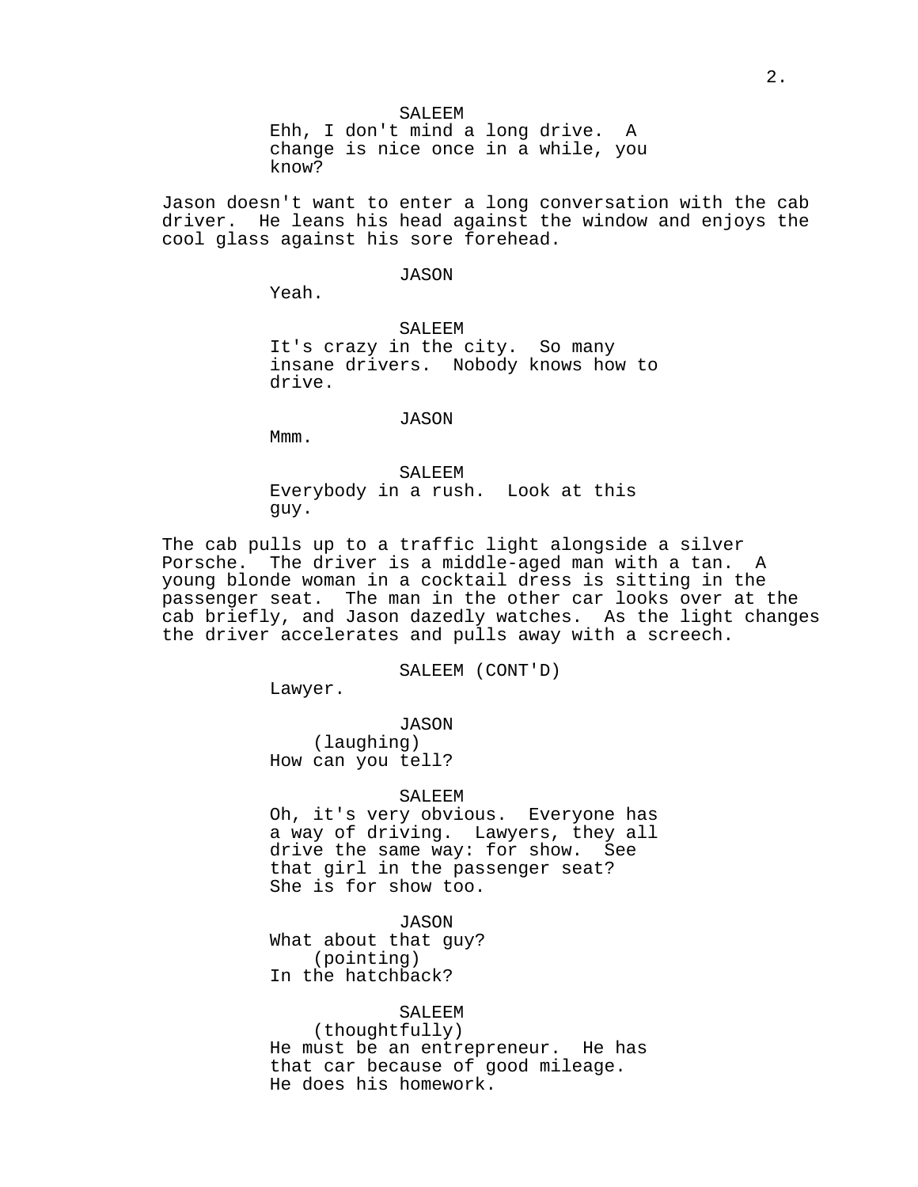SALEEM
Ehh, I don't mind a long drive. A change is nice once in a while, you know?

Jason doesn't want to enter a long conversation with the cab driver. He leans his head against the window and enjoys the cool glass against his sore forehead.

JASON
Yeah.

SALEEM
It's crazy in the city. So many insane drivers. Nobody knows how to drive.

JASON
Mmm.

SALEEM
Everybody in a rush. Look at this guy.

The cab pulls up to a traffic light alongside a silver Porsche. The driver is a middle-aged man with a tan. A young blonde woman in a cocktail dress is sitting in the passenger seat. The man in the other car looks over at the cab briefly, and Jason dazedly watches. As the light changes the driver accelerates and pulls away with a screech.

SALEEM (CONT'D)
Lawyer.

JASON
(laughing)
How can you tell?

SALEEM
Oh, it's very obvious. Everyone has a way of driving. Lawyers, they all drive the same way: for show. See that girl in the passenger seat? She is for show too.

JASON
What about that guy?
(pointing)
In the hatchback?

SALEEM
(thoughtfully)
He must be an entrepreneur. He has that car because of good mileage. He does his homework.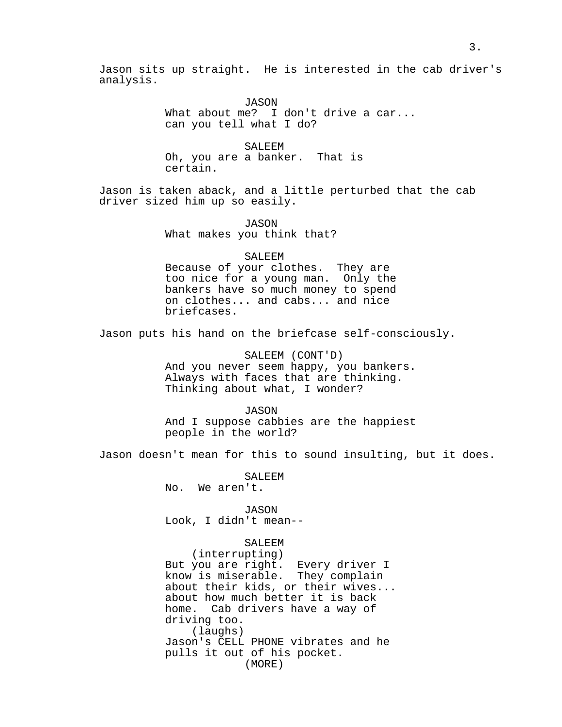Jason sits up straight. He is interested in the cab driver's analysis.

JASON
What about me? I don't drive a car... can you tell what I do?

SALEEM
Oh, you are a banker. That is certain.

Jason is taken aback, and a little perturbed that the cab driver sized him up so easily.

JASON
What makes you think that?

SALEEM
Because of your clothes. They are too nice for a young man. Only the bankers have so much money to spend on clothes... and cabs... and nice briefcases.

Jason puts his hand on the briefcase self-consciously.

SALEEM (CONT'D)
And you never seem happy, you bankers. Always with faces that are thinking. Thinking about what, I wonder?

JASON
And I suppose cabbies are the happiest people in the world?

Jason doesn't mean for this to sound insulting, but it does.

SALEEM
No. We aren't.

JASON
Look, I didn't mean--

SALEEM
(interrupting)
But you are right. Every driver I know is miserable. They complain about their kids, or their wives... about how much better it is back home. Cab drivers have a way of driving too.
(laughs)
Jason's CELL PHONE vibrates and he pulls it out of his pocket.
(MORE)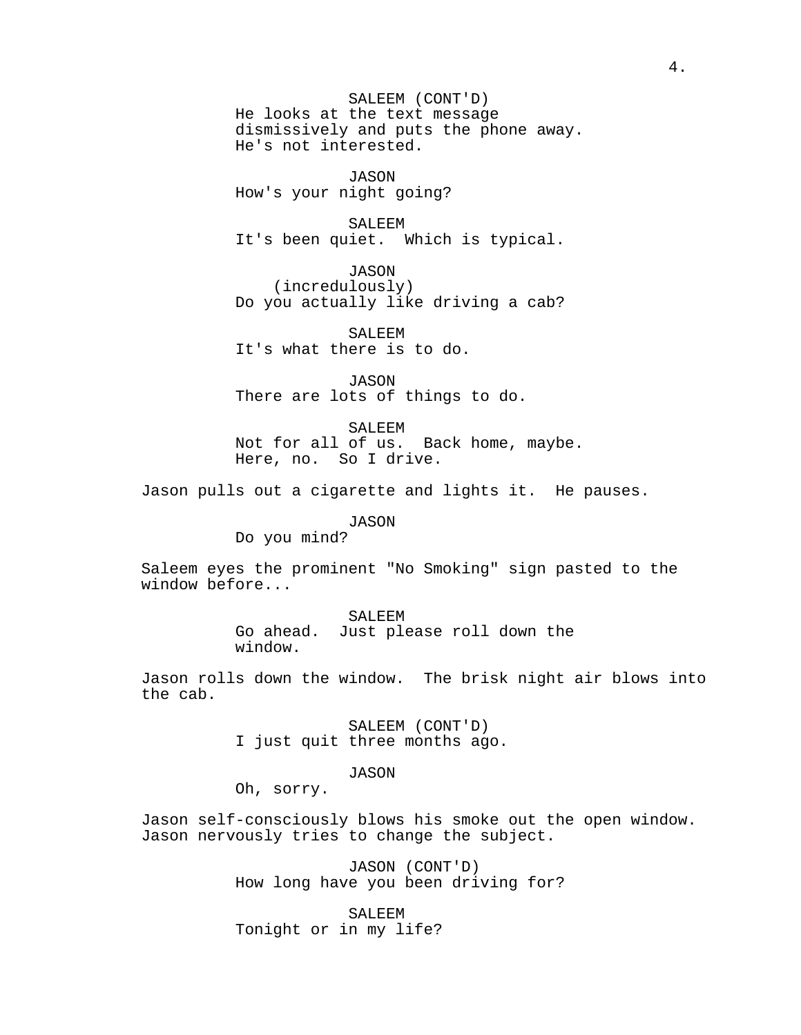SALEEM (CONT'D)
He looks at the text message dismissively and puts the phone away. He's not interested.

JASON
How's your night going?

SALEEM
It's been quiet. Which is typical.

JASON
(incredulously)
Do you actually like driving a cab?

SALEEM
It's what there is to do.

JASON
There are lots of things to do.

SALEEM
Not for all of us. Back home, maybe. Here, no. So I drive.

Jason pulls out a cigarette and lights it. He pauses.

JASON
Do you mind?

Saleem eyes the prominent "No Smoking" sign pasted to the window before...

SALEEM
Go ahead. Just please roll down the window.

Jason rolls down the window. The brisk night air blows into the cab.

SALEEM (CONT'D)
I just quit three months ago.

JASON
Oh, sorry.

Jason self-consciously blows his smoke out the open window. Jason nervously tries to change the subject.

JASON (CONT'D)
How long have you been driving for?

SALEEM
Tonight or in my life?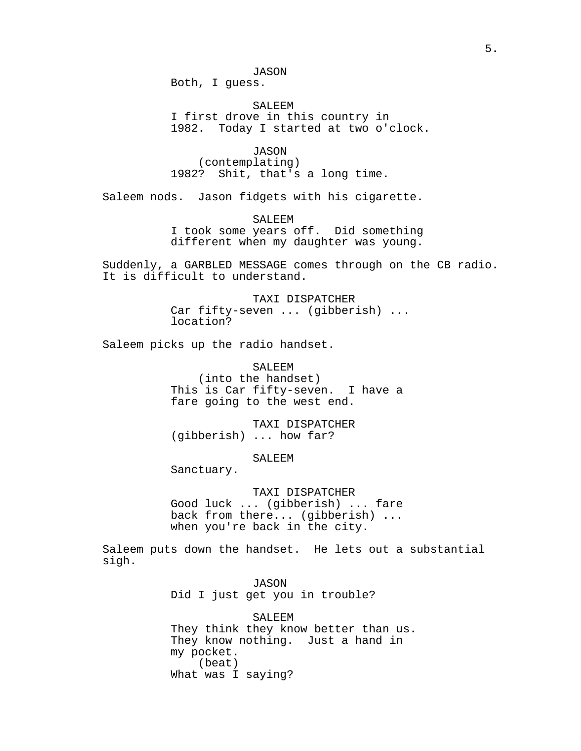JASON
Both, I guess.

SALEEM
I first drove in this country in 1982. Today I started at two o'clock.

JASON
(contemplating)
1982? Shit, that's a long time.

Saleem nods. Jason fidgets with his cigarette.

SALEEM
I took some years off. Did something different when my daughter was young.

Suddenly, a GARBLED MESSAGE comes through on the CB radio. It is difficult to understand.

TAXI DISPATCHER
Car fifty-seven ... (gibberish) ... location?

Saleem picks up the radio handset.

SALEEM
(into the handset)
This is Car fifty-seven. I have a fare going to the west end.

TAXI DISPATCHER
(gibberish) ... how far?

SALEEM
Sanctuary.

TAXI DISPATCHER
Good luck ... (gibberish) ... fare back from there... (gibberish) ... when you're back in the city.

Saleem puts down the handset. He lets out a substantial sigh.

JASON
Did I just get you in trouble?

SALEEM
They think they know better than us. They know nothing. Just a hand in my pocket.
(beat)
What was I saying?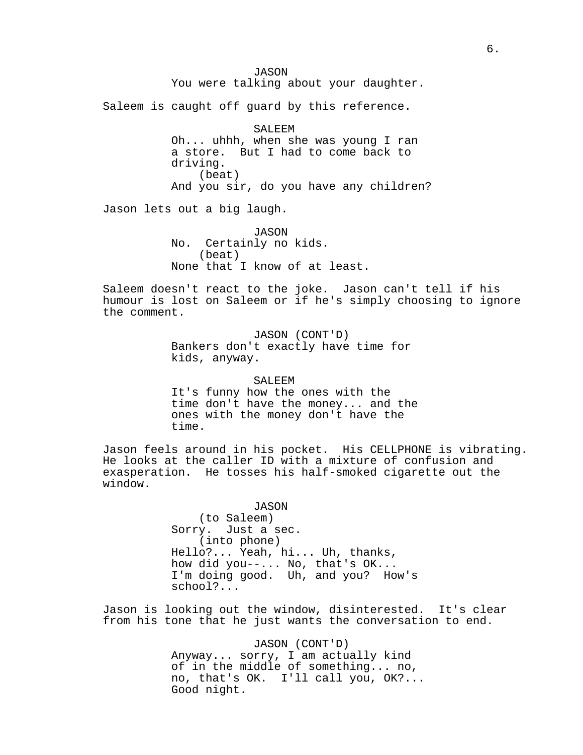JASON
You were talking about your daughter.

Saleem is caught off guard by this reference.

SALEEM
Oh... uhhh, when she was young I ran a store. But I had to come back to driving.
(beat)
And you sir, do you have any children?

Jason lets out a big laugh.

JASON
No. Certainly no kids.
(beat)
None that I know of at least.

Saleem doesn't react to the joke. Jason can't tell if his humour is lost on Saleem or if he's simply choosing to ignore the comment.

JASON (CONT'D)
Bankers don't exactly have time for kids, anyway.

SALEEM
It's funny how the ones with the time don't have the money... and the ones with the money don't have the time.

Jason feels around in his pocket. His CELLPHONE is vibrating. He looks at the caller ID with a mixture of confusion and exasperation. He tosses his half-smoked cigarette out the window.

JASON
(to Saleem)
Sorry. Just a sec.
(into phone)
Hello?... Yeah, hi... Uh, thanks, how did you--... No, that's OK... I'm doing good. Uh, and you? How's school?...

Jason is looking out the window, disinterested. It's clear from his tone that he just wants the conversation to end.

JASON (CONT'D)
Anyway... sorry, I am actually kind of in the middle of something... no, no, that's OK. I'll call you, OK?... Good night.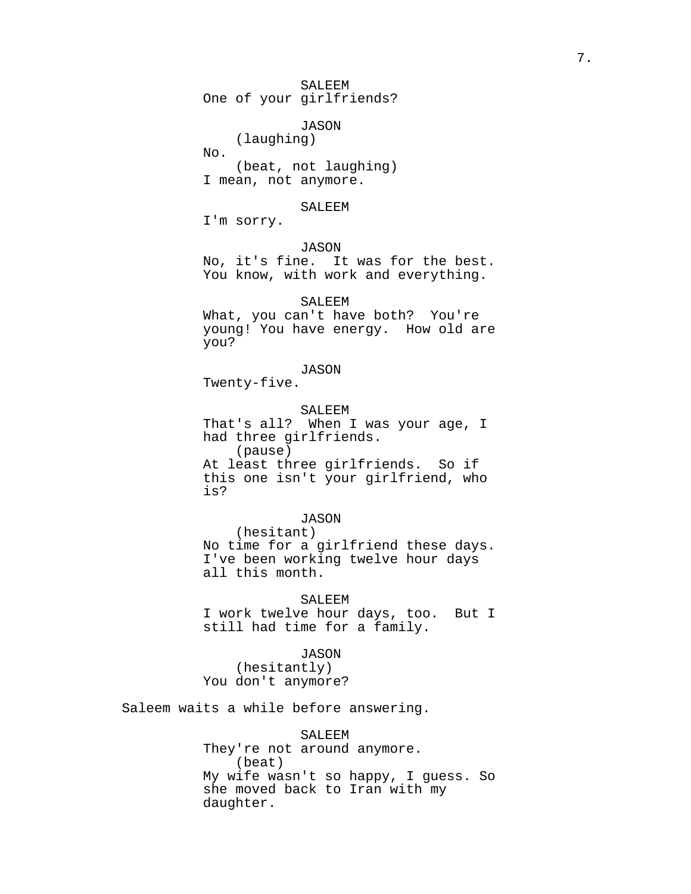SALEEM
One of your girlfriends?

JASON
(laughing)
No.
(beat, not laughing)
I mean, not anymore.

SALEEM
I'm sorry.

JASON
No, it's fine. It was for the best. You know, with work and everything.

SALEEM
What, you can't have both? You're young! You have energy. How old are you?

JASON
Twenty-five.

SALEEM
That's all? When I was your age, I had three girlfriends.
(pause)
At least three girlfriends. So if this one isn't your girlfriend, who is?

JASON
(hesitant)
No time for a girlfriend these days. I've been working twelve hour days all this month.

SALEEM
I work twelve hour days, too. But I still had time for a family.

JASON
(hesitantly)
You don't anymore?

Saleem waits a while before answering.

SALEEM
They're not around anymore.
(beat)
My wife wasn't so happy, I guess. So she moved back to Iran with my daughter.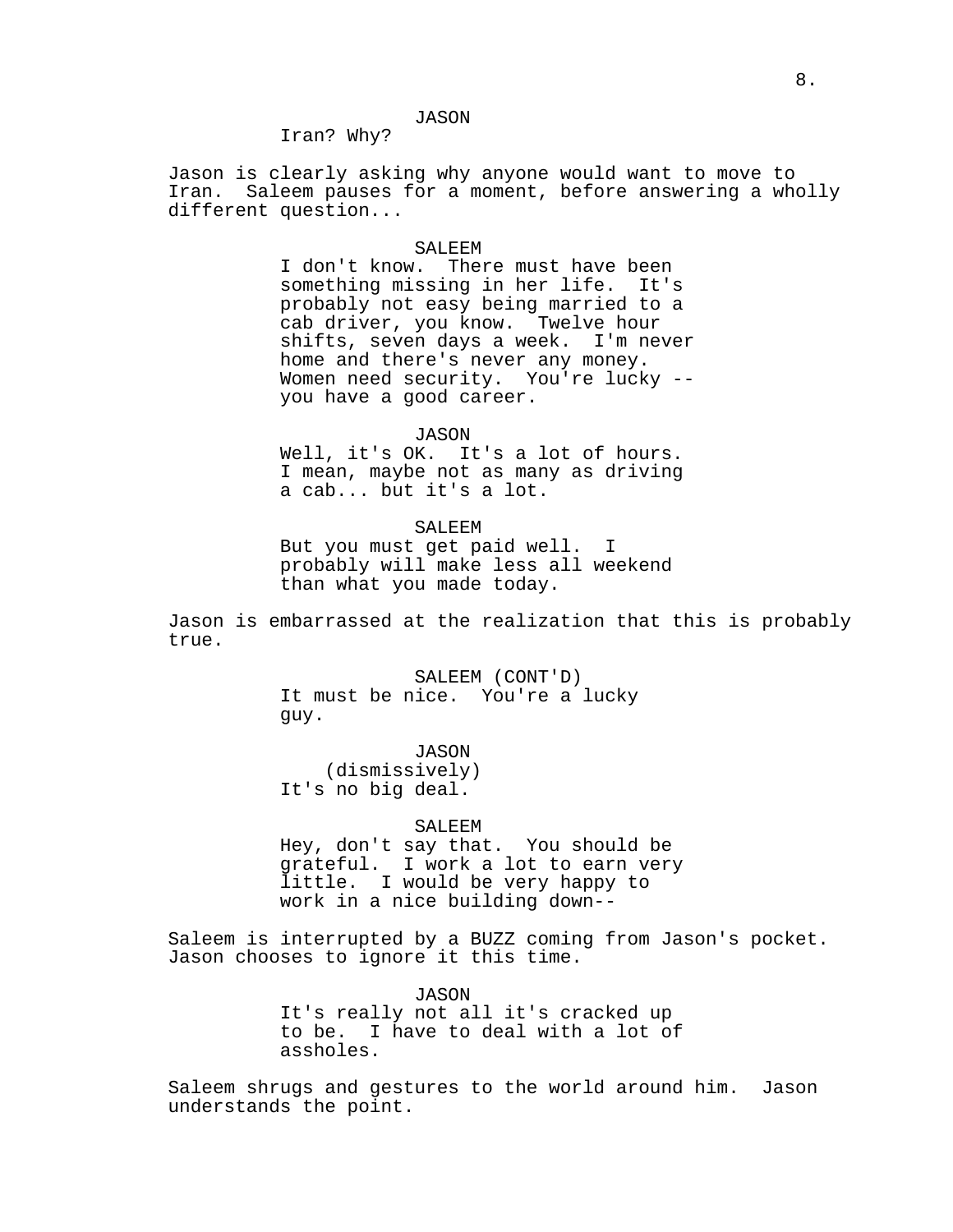JASON
Iran? Why?

Jason is clearly asking why anyone would want to move to Iran. Saleem pauses for a moment, before answering a wholly different question...

SALEEM
I don't know. There must have been something missing in her life. It's probably not easy being married to a cab driver, you know. Twelve hour shifts, seven days a week. I'm never home and there's never any money. Women need security. You're lucky -- you have a good career.

JASON
Well, it's OK. It's a lot of hours. I mean, maybe not as many as driving a cab... but it's a lot.

SALEEM
But you must get paid well. I probably will make less all weekend than what you made today.

Jason is embarrassed at the realization that this is probably true.

SALEEM (CONT'D)
It must be nice. You're a lucky guy.

JASON
(dismissively)
It's no big deal.

SALEEM
Hey, don't say that. You should be grateful. I work a lot to earn very little. I would be very happy to work in a nice building down--

Saleem is interrupted by a BUZZ coming from Jason's pocket. Jason chooses to ignore it this time.

JASON
It's really not all it's cracked up to be. I have to deal with a lot of assholes.

Saleem shrugs and gestures to the world around him. Jason understands the point.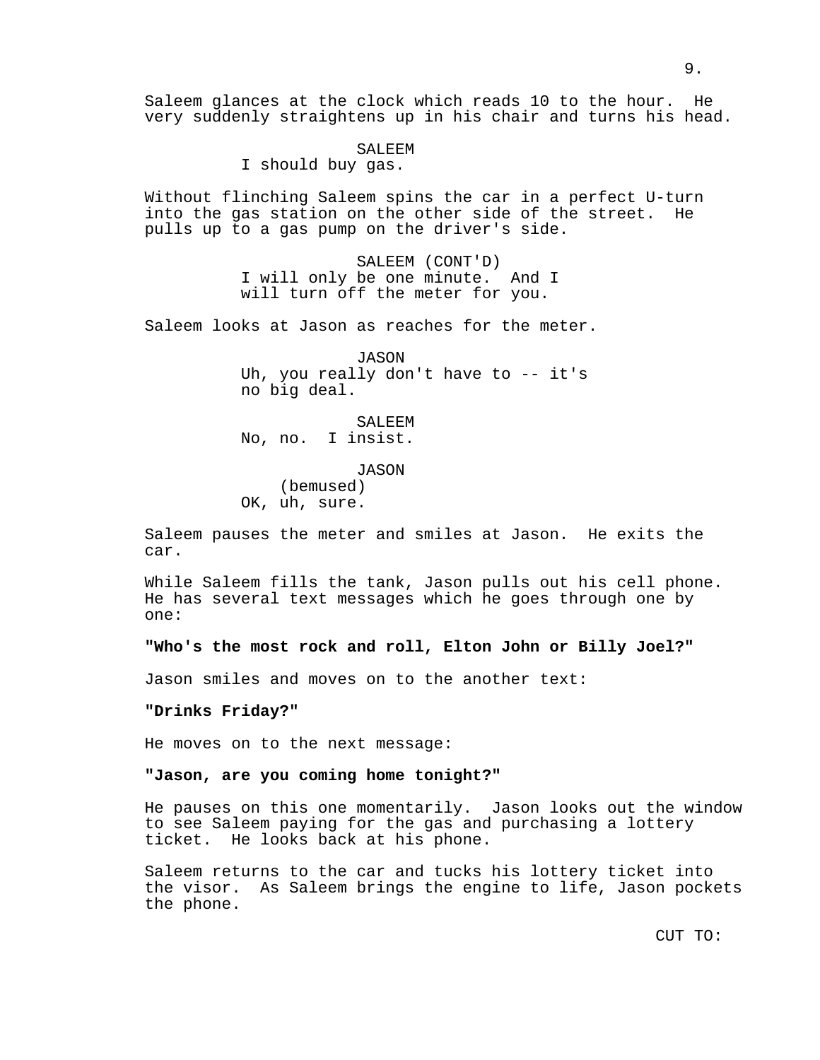Saleem glances at the clock which reads 10 to the hour. He very suddenly straightens up in his chair and turns his head.

SALEEM
I should buy gas.

Without flinching Saleem spins the car in a perfect U-turn into the gas station on the other side of the street. He pulls up to a gas pump on the driver's side.

SALEEM (CONT'D)
I will only be one minute. And I will turn off the meter for you.

Saleem looks at Jason as reaches for the meter.

JASON
Uh, you really don't have to -- it's no big deal.

SALEEM
No, no. I insist.

JASON
(bemused)
OK, uh, sure.

Saleem pauses the meter and smiles at Jason. He exits the car.

While Saleem fills the tank, Jason pulls out his cell phone. He has several text messages which he goes through one by one:

**"Who's the most rock and roll, Elton John or Billy Joel?"**

Jason smiles and moves on to the another text:

**"Drinks Friday?"**

He moves on to the next message:

**"Jason, are you coming home tonight?"**

He pauses on this one momentarily. Jason looks out the window to see Saleem paying for the gas and purchasing a lottery ticket. He looks back at his phone.

Saleem returns to the car and tucks his lottery ticket into the visor. As Saleem brings the engine to life, Jason pockets the phone.

CUT TO: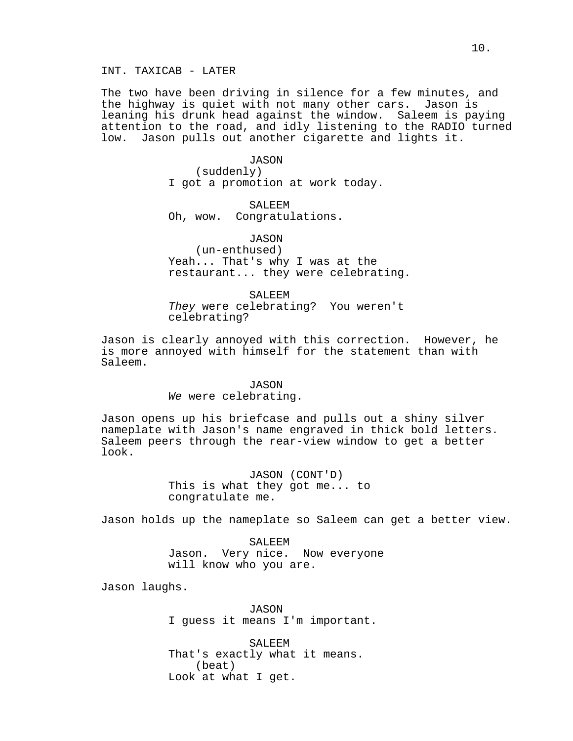INT. TAXICAB - LATER

The two have been driving in silence for a few minutes, and the highway is quiet with not many other cars. Jason is leaning his drunk head against the window. Saleem is paying attention to the road, and idly listening to the RADIO turned low. Jason pulls out another cigarette and lights it.

JASON
(suddenly)
I got a promotion at work today.

SALEEM
Oh, wow. Congratulations.

JASON
(un-enthused)
Yeah... That's why I was at the restaurant... they were celebrating.

SALEEM
*They* were celebrating? You weren't celebrating?

Jason is clearly annoyed with this correction. However, he is more annoyed with himself for the statement than with Saleem.

JASON
*We* were celebrating.

Jason opens up his briefcase and pulls out a shiny silver nameplate with Jason's name engraved in thick bold letters. Saleem peers through the rear-view window to get a better look.

JASON (CONT'D)
This is what they got me... to congratulate me.

Jason holds up the nameplate so Saleem can get a better view.

SALEEM
Jason. Very nice. Now everyone will know who you are.

Jason laughs.

JASON
I guess it means I'm important.

SALEEM
That's exactly what it means.
(beat)
Look at what I get.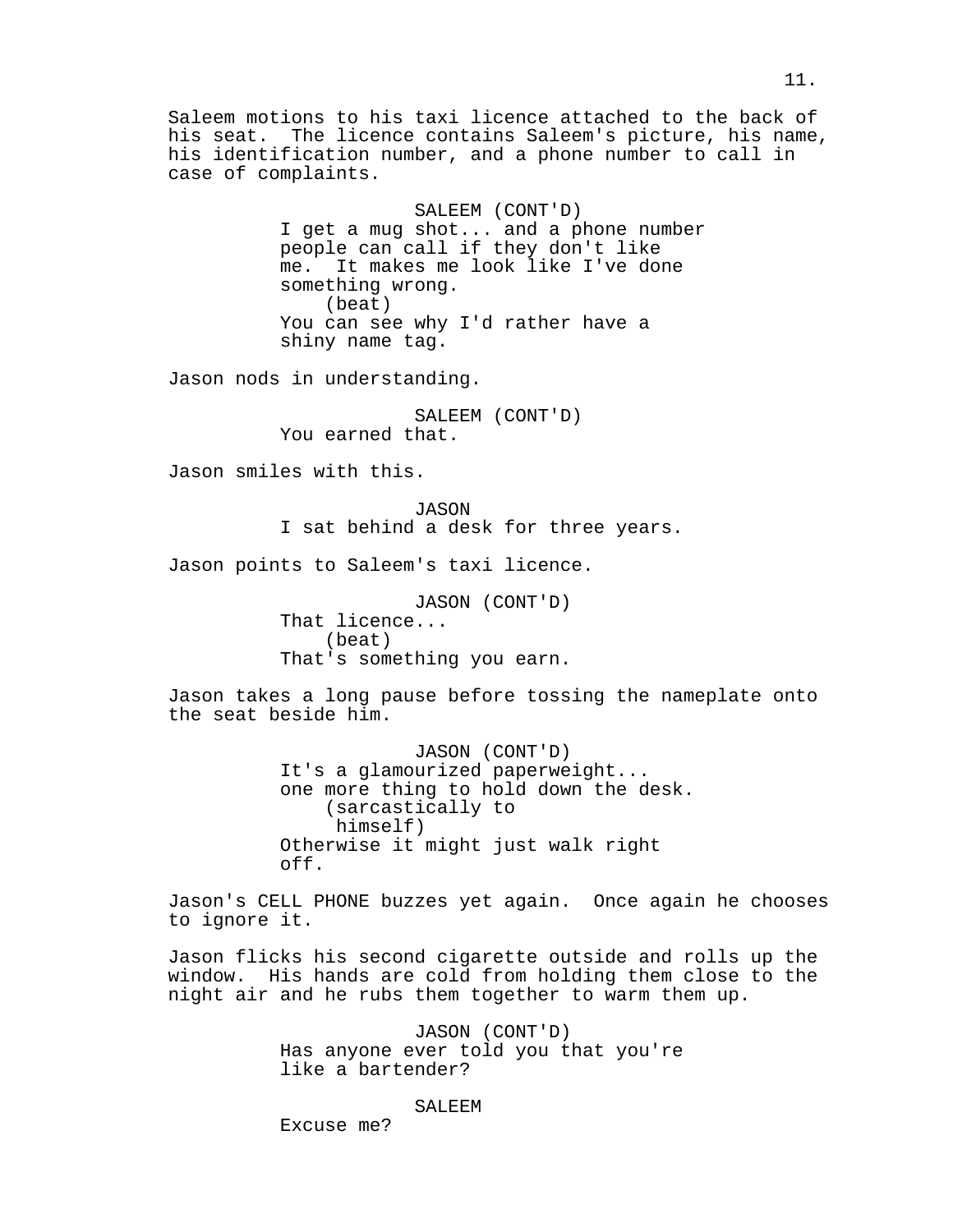Saleem motions to his taxi licence attached to the back of his seat. The licence contains Saleem's picture, his name, his identification number, and a phone number to call in case of complaints.

SALEEM (CONT'D)
I get a mug shot... and a phone number people can call if they don't like me. It makes me look like I've done something wrong.
(beat)
You can see why I'd rather have a shiny name tag.

Jason nods in understanding.

SALEEM (CONT'D)
You earned that.

Jason smiles with this.

JASON
I sat behind a desk for three years.

Jason points to Saleem's taxi licence.

JASON (CONT'D)
That licence...
(beat)
That's something you earn.

Jason takes a long pause before tossing the nameplate onto the seat beside him.

JASON (CONT'D)
It's a glamourized paperweight... one more thing to hold down the desk.
(sarcastically to himself)
Otherwise it might just walk right off.

Jason's CELL PHONE buzzes yet again. Once again he chooses to ignore it.

Jason flicks his second cigarette outside and rolls up the window. His hands are cold from holding them close to the night air and he rubs them together to warm them up.

JASON (CONT'D)
Has anyone ever told you that you're like a bartender?

SALEEM
Excuse me?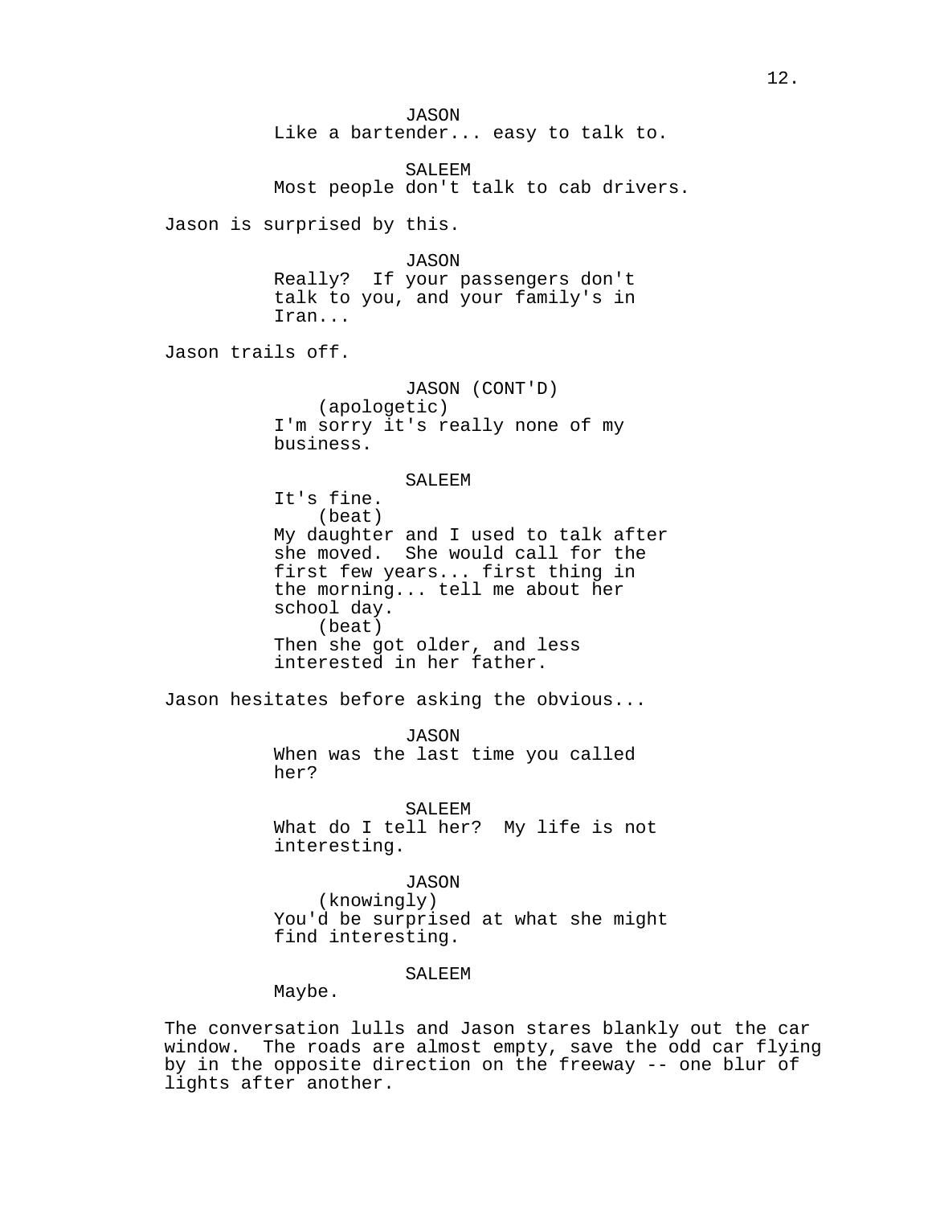JASON
Like a bartender... easy to talk to.

SALEEM
Most people don't talk to cab drivers.

Jason is surprised by this.

JASON
Really? If your passengers don't talk to you, and your family's in Iran...

Jason trails off.

JASON (CONT'D)
(apologetic)
I'm sorry it's really none of my business.

SALEEM
It's fine.
(beat)
My daughter and I used to talk after she moved. She would call for the first few years... first thing in the morning... tell me about her school day.
(beat)
Then she got older, and less interested in her father.

Jason hesitates before asking the obvious...

JASON
When was the last time you called her?

SALEEM
What do I tell her? My life is not interesting.

JASON
(knowingly)
You'd be surprised at what she might find interesting.

SALEEM
Maybe.

The conversation lulls and Jason stares blankly out the car window. The roads are almost empty, save the odd car flying by in the opposite direction on the freeway -- one blur of lights after another.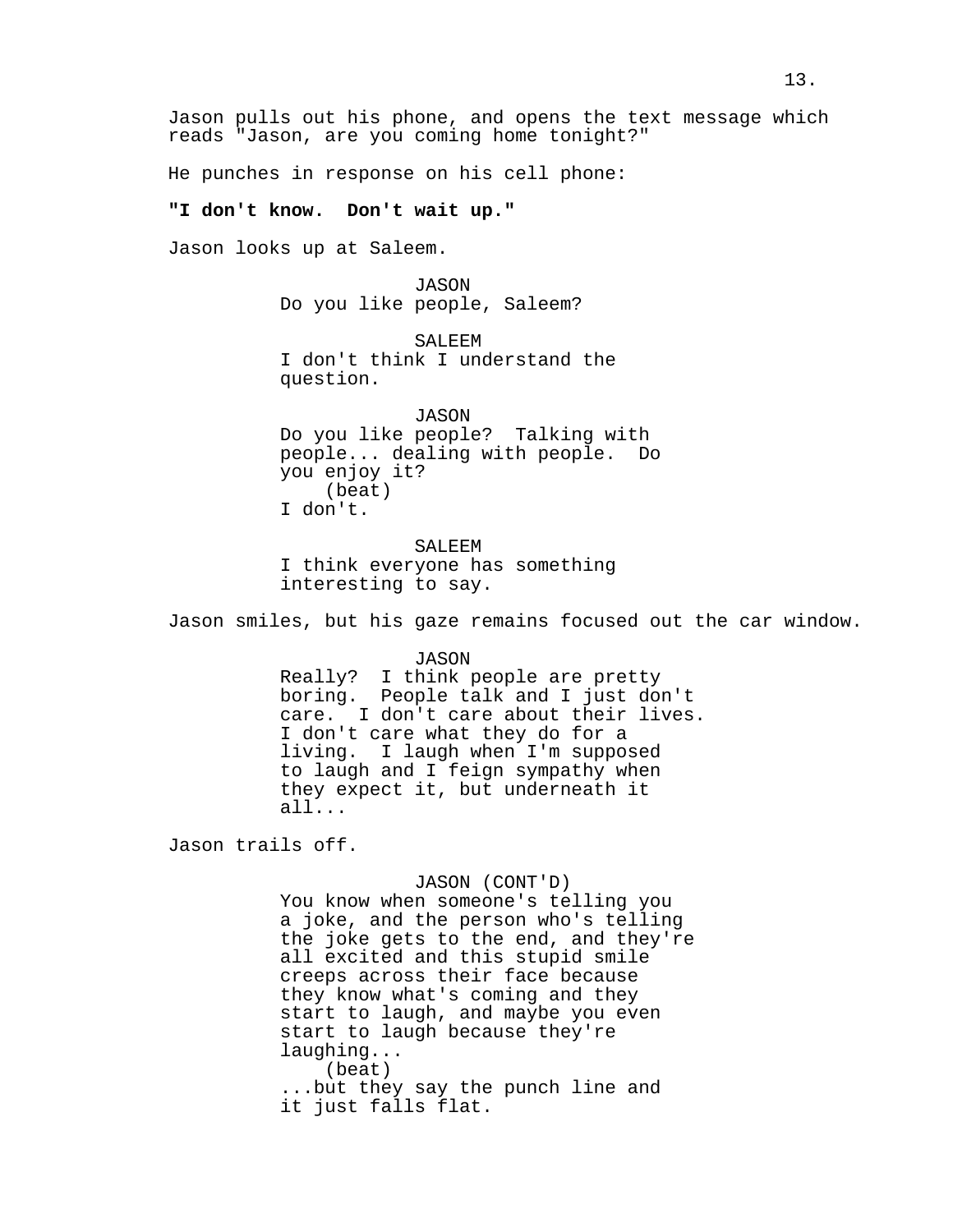Jason pulls out his phone, and opens the text message which reads "Jason, are you coming home tonight?"

He punches in response on his cell phone:

**"I don't know. Don't wait up."**

Jason looks up at Saleem.

JASON
Do you like people, Saleem?

SALEEM
I don't think I understand the question.

JASON
Do you like people? Talking with people... dealing with people. Do you enjoy it?
(beat)
I don't.

SALEEM
I think everyone has something interesting to say.

Jason smiles, but his gaze remains focused out the car window.

JASON
Really? I think people are pretty boring. People talk and I just don't care. I don't care about their lives. I don't care what they do for a living. I laugh when I'm supposed to laugh and I feign sympathy when they expect it, but underneath it all...

Jason trails off.

JASON (CONT'D)
You know when someone's telling you a joke, and the person who's telling the joke gets to the end, and they're all excited and this stupid smile creeps across their face because they know what's coming and they start to laugh, and maybe you even start to laugh because they're laughing...
(beat)
...but they say the punch line and it just falls flat.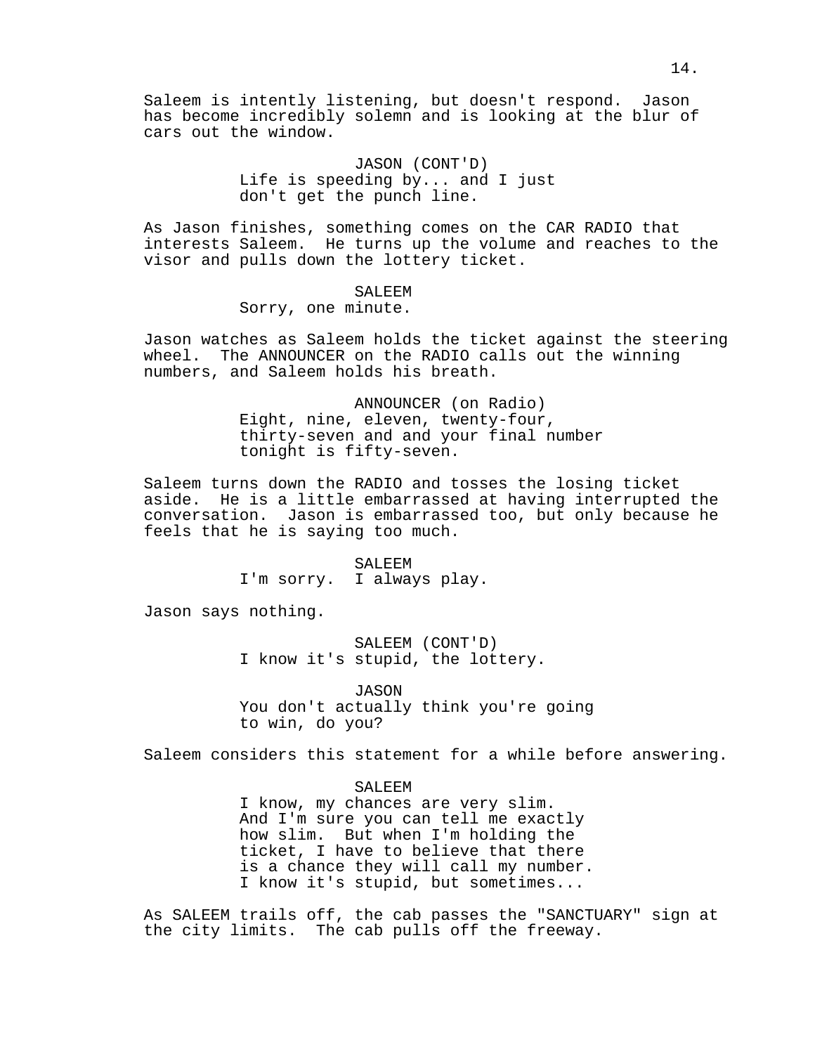Saleem is intently listening, but doesn't respond. Jason has become incredibly solemn and is looking at the blur of cars out the window.

JASON (CONT'D)
Life is speeding by... and I just don't get the punch line.

As Jason finishes, something comes on the CAR RADIO that interests Saleem. He turns up the volume and reaches to the visor and pulls down the lottery ticket.

SALEEM
Sorry, one minute.

Jason watches as Saleem holds the ticket against the steering wheel. The ANNOUNCER on the RADIO calls out the winning numbers, and Saleem holds his breath.

ANNOUNCER (on Radio)
Eight, nine, eleven, twenty-four, thirty-seven and and your final number tonight is fifty-seven.

Saleem turns down the RADIO and tosses the losing ticket aside. He is a little embarrassed at having interrupted the conversation. Jason is embarrassed too, but only because he feels that he is saying too much.

SALEEM
I'm sorry. I always play.

Jason says nothing.

SALEEM (CONT'D)
I know it's stupid, the lottery.

JASON
You don't actually think you're going to win, do you?

Saleem considers this statement for a while before answering.

SALEEM
I know, my chances are very slim. And I'm sure you can tell me exactly how slim. But when I'm holding the ticket, I have to believe that there is a chance they will call my number. I know it's stupid, but sometimes...

As SALEEM trails off, the cab passes the "SANCTUARY" sign at the city limits. The cab pulls off the freeway.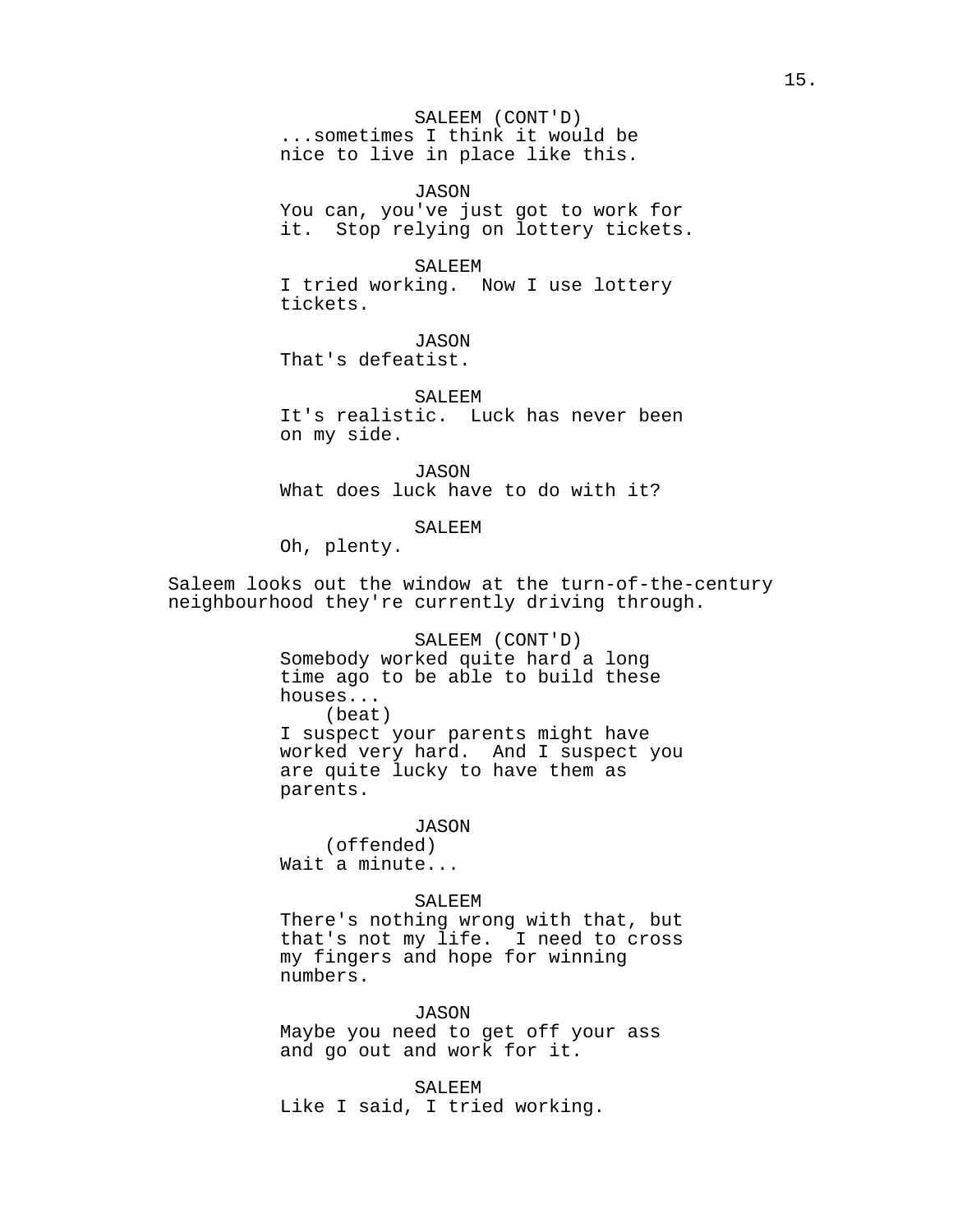SALEEM (CONT'D)
...sometimes I think it would be nice to live in place like this.

JASON
You can, you've just got to work for it. Stop relying on lottery tickets.

SALEEM
I tried working. Now I use lottery tickets.

JASON
That's defeatist.

SALEEM
It's realistic. Luck has never been on my side.

JASON
What does luck have to do with it?

SALEEM
Oh, plenty.

Saleem looks out the window at the turn-of-the-century neighbourhood they're currently driving through.

SALEEM (CONT'D)
Somebody worked quite hard a long time ago to be able to build these houses...
(beat)
I suspect your parents might have worked very hard. And I suspect you are quite lucky to have them as parents.

JASON
(offended)
Wait a minute...

SALEEM
There's nothing wrong with that, but that's not my life. I need to cross my fingers and hope for winning numbers.

JASON
Maybe you need to get off your ass and go out and work for it.

SALEEM
Like I said, I tried working.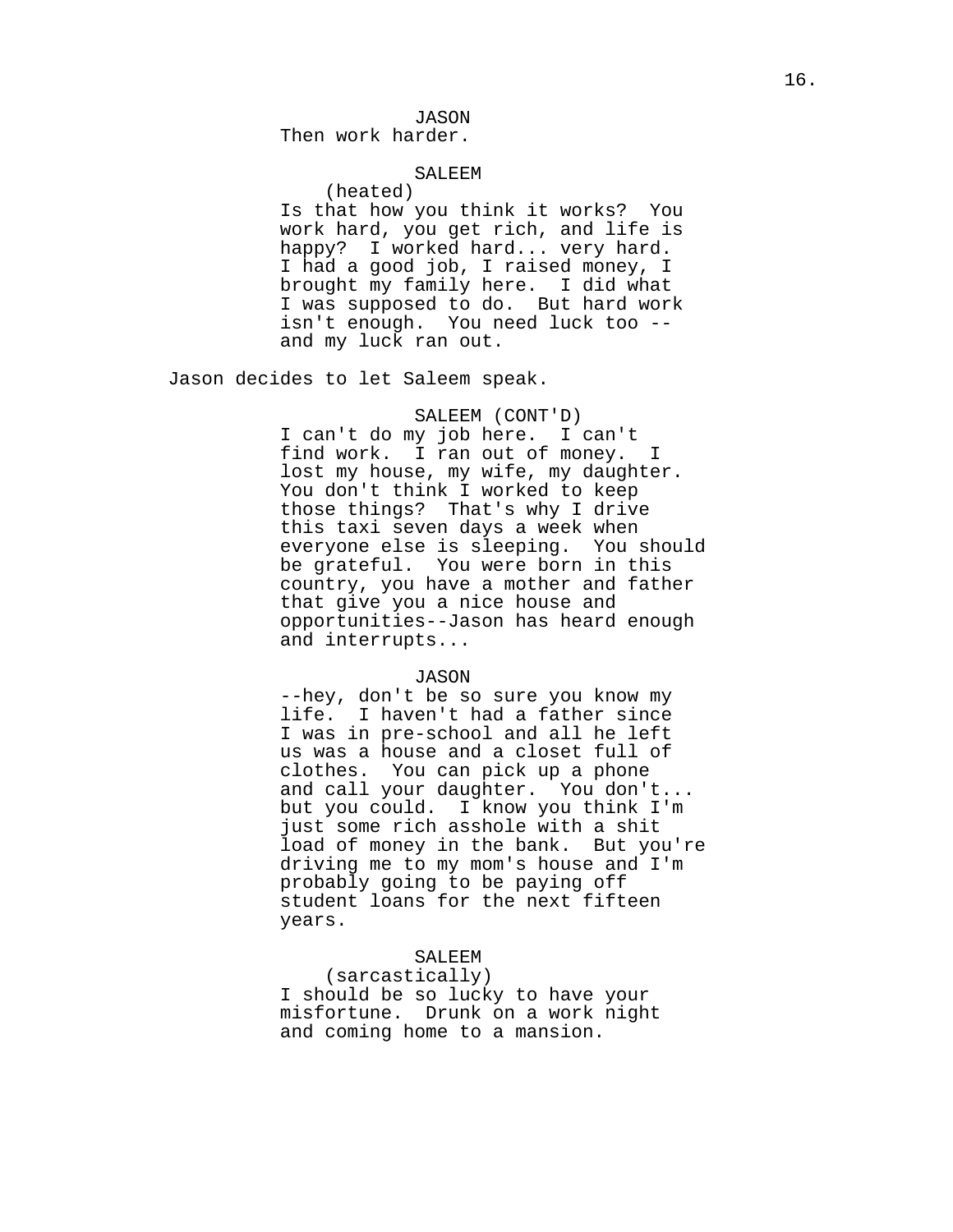JASON
Then work harder.

SALEEM
(heated)
Is that how you think it works? You work hard, you get rich, and life is happy? I worked hard... very hard. I had a good job, I raised money, I brought my family here. I did what I was supposed to do. But hard work isn't enough. You need luck too -- and my luck ran out.

Jason decides to let Saleem speak.

SALEEM (CONT'D)
I can't do my job here. I can't find work. I ran out of money. I lost my house, my wife, my daughter. You don't think I worked to keep those things? That's why I drive this taxi seven days a week when everyone else is sleeping. You should be grateful. You were born in this country, you have a mother and father that give you a nice house and opportunities--Jason has heard enough and interrupts...

JASON
--hey, don't be so sure you know my life. I haven't had a father since I was in pre-school and all he left us was a house and a closet full of clothes. You can pick up a phone and call your daughter. You don't... but you could. I know you think I'm just some rich asshole with a shit load of money in the bank. But you're driving me to my mom's house and I'm probably going to be paying off student loans for the next fifteen years.

SALEEM
(sarcastically)
I should be so lucky to have your misfortune. Drunk on a work night and coming home to a mansion.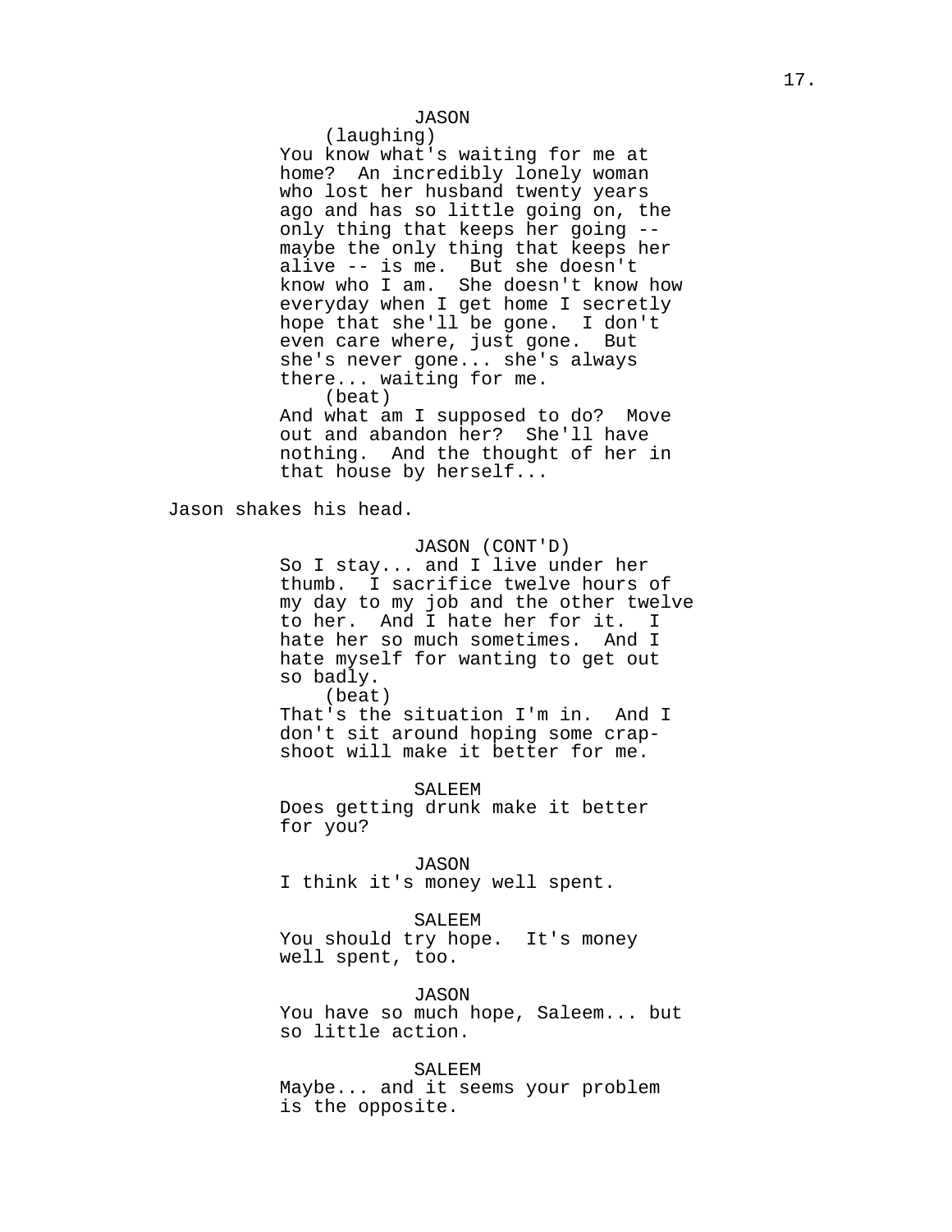JASON
(laughing)
You know what's waiting for me at home? An incredibly lonely woman who lost her husband twenty years ago and has so little going on, the only thing that keeps her going -- maybe the only thing that keeps her alive -- is me. But she doesn't know who I am. She doesn't know how everyday when I get home I secretly hope that she'll be gone. I don't even care where, just gone. But she's never gone... she's always there... waiting for me.
(beat)
And what am I supposed to do? Move out and abandon her? She'll have nothing. And the thought of her in that house by herself...

Jason shakes his head.

JASON (CONT'D)
So I stay... and I live under her thumb. I sacrifice twelve hours of my day to my job and the other twelve to her. And I hate her for it. I hate her so much sometimes. And I hate myself for wanting to get out so badly.
(beat)
That's the situation I'm in. And I don't sit around hoping some crap-shoot will make it better for me.

SALEEM
Does getting drunk make it better for you?

JASON
I think it's money well spent.

SALEEM
You should try hope. It's money well spent, too.

JASON
You have so much hope, Saleem... but so little action.

SALEEM
Maybe... and it seems your problem is the opposite.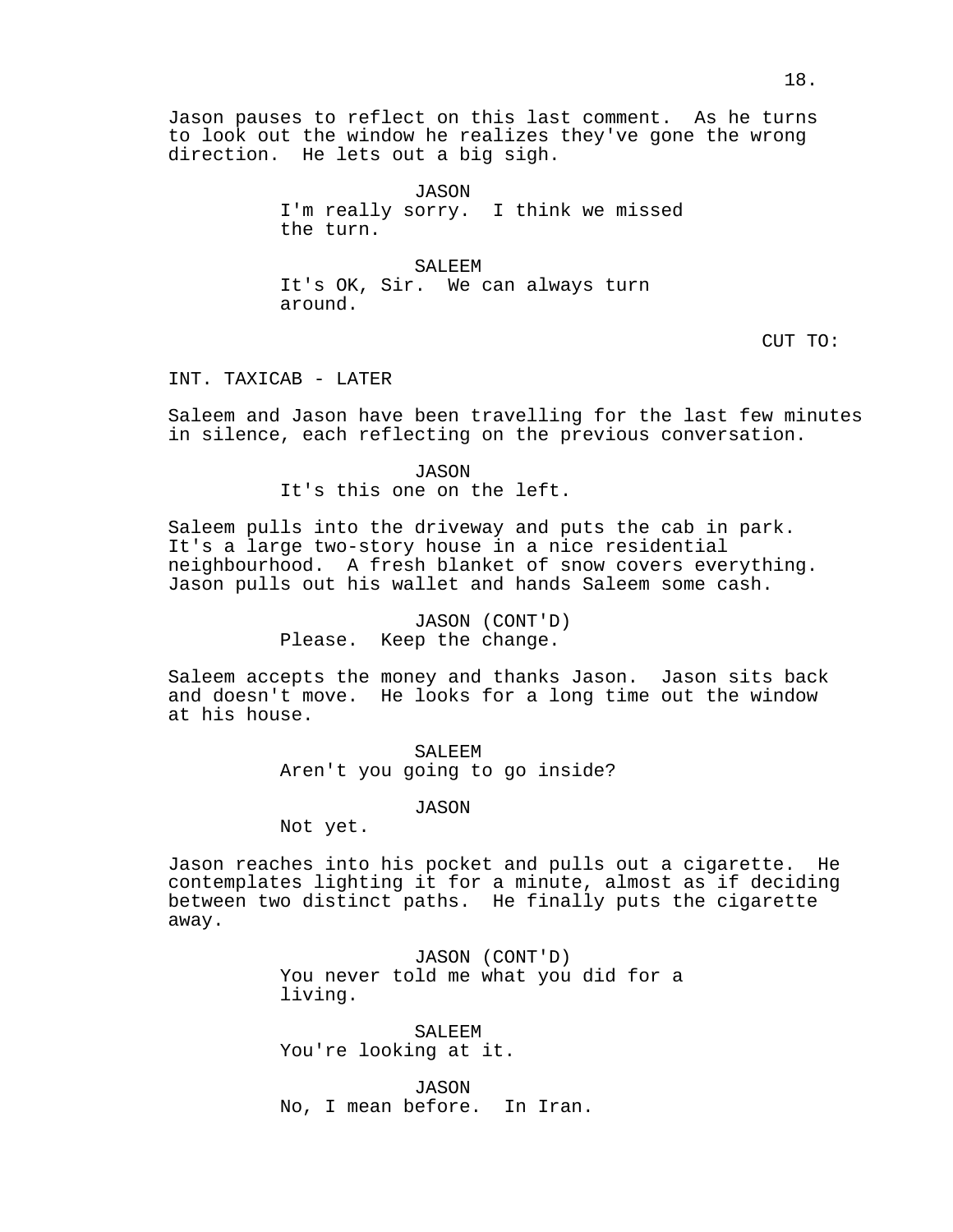Jason pauses to reflect on this last comment. As he turns to look out the window he realizes they've gone the wrong direction. He lets out a big sigh.

JASON
I'm really sorry. I think we missed the turn.

SALEEM
It's OK, Sir. We can always turn around.

CUT TO:

INT. TAXICAB - LATER

Saleem and Jason have been travelling for the last few minutes in silence, each reflecting on the previous conversation.

JASON
It's this one on the left.

Saleem pulls into the driveway and puts the cab in park. It's a large two-story house in a nice residential neighbourhood. A fresh blanket of snow covers everything. Jason pulls out his wallet and hands Saleem some cash.

JASON (CONT'D)
Please. Keep the change.

Saleem accepts the money and thanks Jason. Jason sits back and doesn't move. He looks for a long time out the window at his house.

SALEEM
Aren't you going to go inside?

JASON
Not yet.

Jason reaches into his pocket and pulls out a cigarette. He contemplates lighting it for a minute, almost as if deciding between two distinct paths. He finally puts the cigarette away.

JASON (CONT'D)
You never told me what you did for a living.

SALEEM
You're looking at it.

JASON
No, I mean before. In Iran.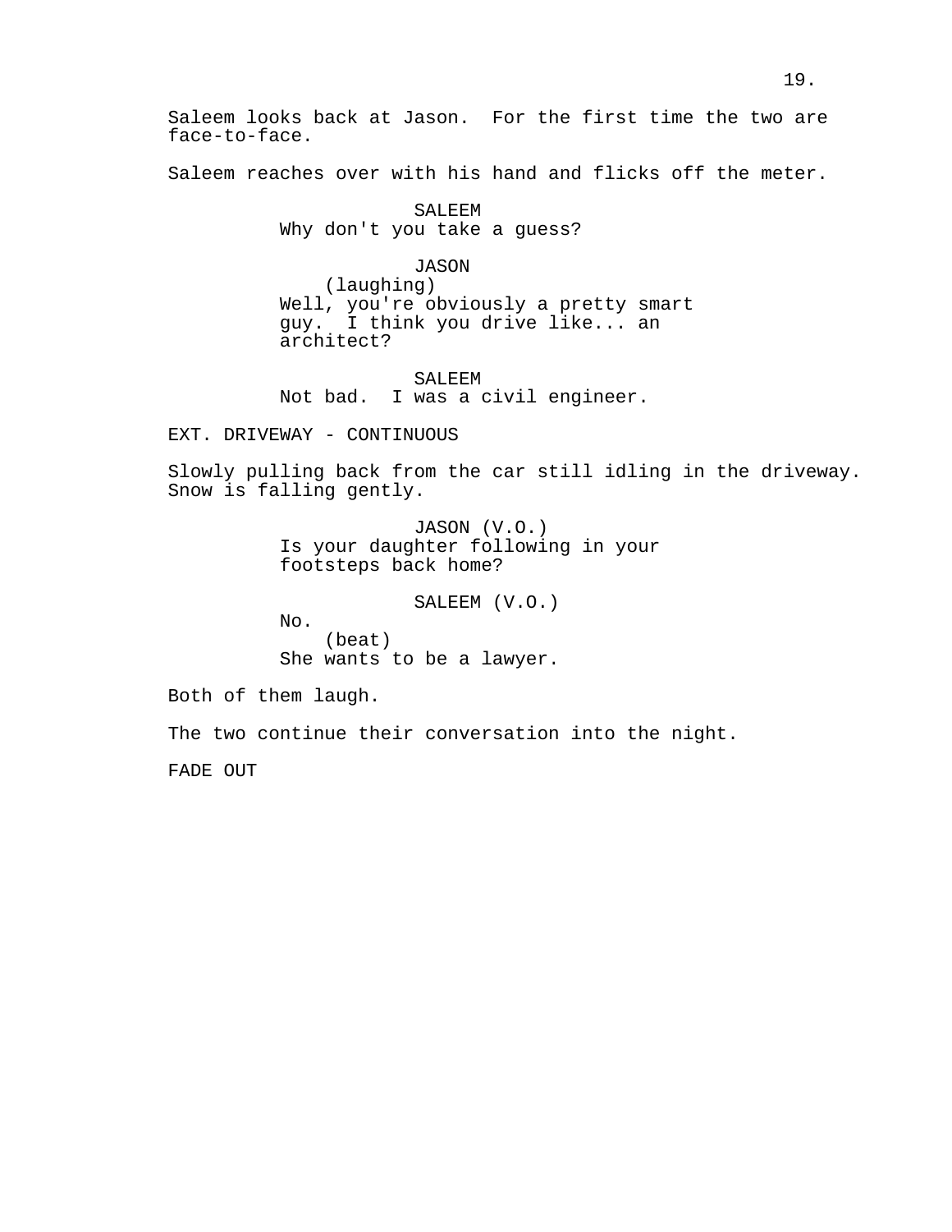Saleem looks back at Jason. For the first time the two are face-to-face.

Saleem reaches over with his hand and flicks off the meter.

SALEEM
Why don't you take a guess?

JASON
(laughing)
Well, you're obviously a pretty smart guy. I think you drive like... an architect?

SALEEM
Not bad. I was a civil engineer.

EXT. DRIVEWAY - CONTINUOUS

Slowly pulling back from the car still idling in the driveway. Snow is falling gently.

JASON (V.O.)
Is your daughter following in your footsteps back home?

SALEEM (V.O.)
No.
(beat)
She wants to be a lawyer.

Both of them laugh.

The two continue their conversation into the night.

FADE OUT